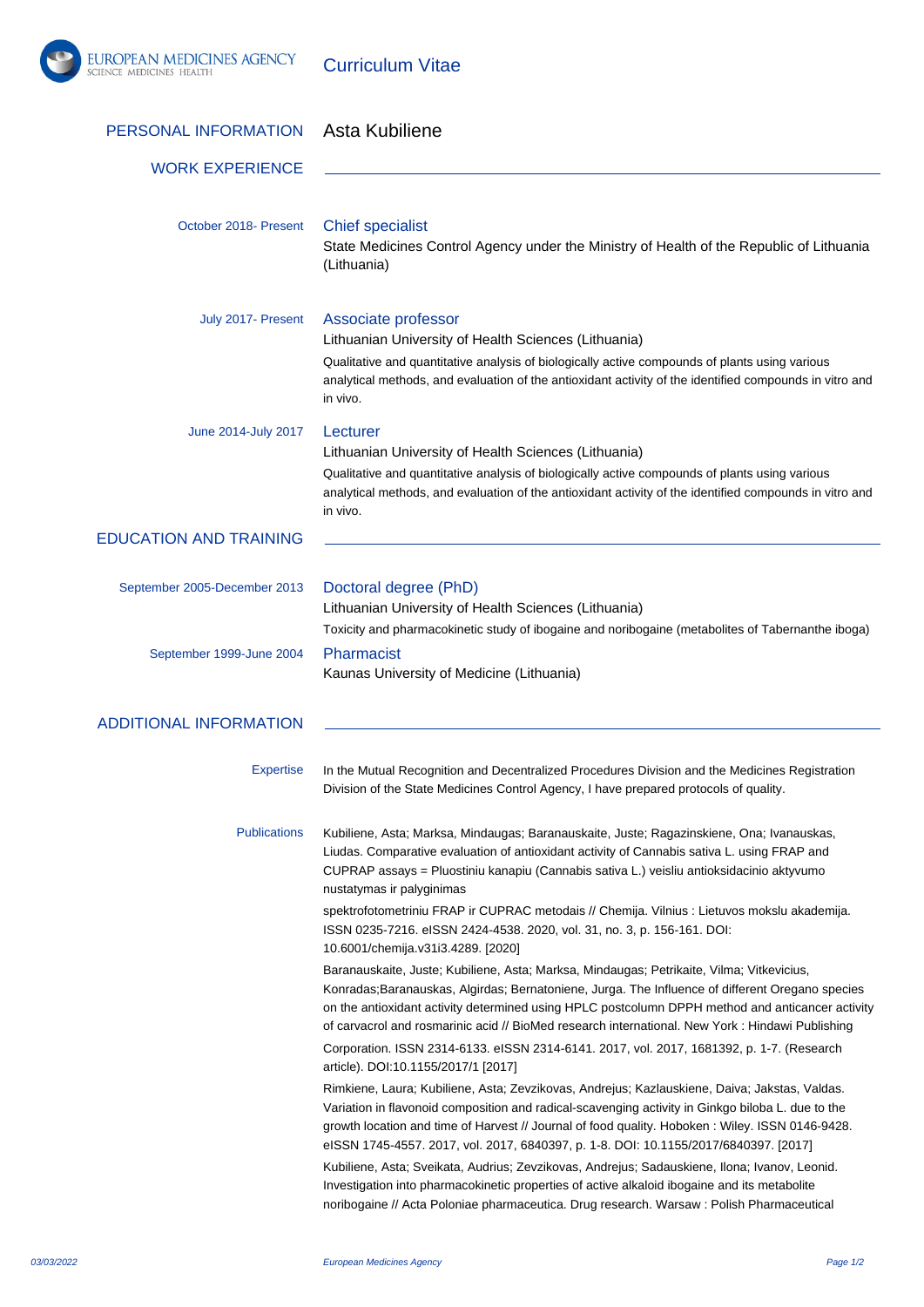# Curriculum Vitae

## PERSONAL INFORMATION

Asta Kubiliene

## WORK EXPERIENCE

**October 2018- Present**

### Chief specialist

State Medicines Control Agency under the Ministry of Health of the Republic of Lithuania (Lithuania)

**July 2017- Present**

### Associate professor

Lithuanian University of Health Sciences (Lithuania)

Qualitative and quantitative analysis of biologically active compounds of plants using various analytical methods, and evaluation of the antioxidant activity of the identified compounds in vitro and in vivo.

**June 2014-July 2017**

### Lecturer

Lithuanian University of Health Sciences (Lithuania)

Qualitative and quantitative analysis of biologically active compounds of plants using various analytical methods, and evaluation of the antioxidant activity of the identified compounds in vitro and in vivo.

## EDUCATION AND TRAINING

**September 2005-December 2013**

### Doctoral degree (PhD)

Lithuanian University of Health Sciences (Lithuania)

Toxicity and pharmacokinetic study of ibogaine and noribogaine (metabolites of Tabernanthe iboga)

**September 1999-June 2004**

### Pharmacist

Kaunas University of Medicine (Lithuania)

## ADDITIONAL INFORMATION

**Expertise**

In the Mutual Recognition and Decentralized Procedures Division and the Medicines Registration Division of the State Medicines Control Agency, I have prepared protocols of quality.

**Publications**

Kubiliene, Asta; Marksa, Mindaugas; Baranauskaite, Juste; Ragazinskiene, Ona; Ivanauskas, Liudas. Comparative evaluation of antioxidant activity of Cannabis sativa L. using FRAP and CUPRAP assays = Pluostiniu kanapiu (Cannabis sativa L.) veisliu antioksidacinio aktyvumo nustatymas ir palyginimas

spektrofotometriniu FRAP ir CUPRAC metodais // Chemija. Vilnius : Lietuvos mokslu akademija. ISSN 0235-7216. eISSN 2424-4538. 2020, vol. 31, no. 3, p. 156-161. DOI: 10.6001/chemija.v31i3.4289. [2020]

Baranauskaite, Juste; Kubiliene, Asta; Marksa, Mindaugas; Petrikaite, Vilma; Vitkevicius, Konradas;Baranauskas, Algirdas; Bernatoniene, Jurga. The Influence of different Oregano species on the antioxidant activity determined using HPLC postcolumn DPPH method and anticancer activity of carvacrol and rosmarinic acid // BioMed research international. New York : Hindawi Publishing

Corporation. ISSN 2314-6133. eISSN 2314-6141. 2017, vol. 2017, 1681392, p. 1-7. (Research article). DOI:10.1155/2017/1 [2017]

Rimkiene, Laura; Kubiliene, Asta; Zevzikovas, Andrejus; Kazlauskiene, Daiva; Jakstas, Valdas. Variation in flavonoid composition and radical-scavenging activity in Ginkgo biloba L. due to the growth location and time of Harvest // Journal of food quality. Hoboken : Wiley. ISSN 0146-9428. eISSN 1745-4557. 2017, vol. 2017, 6840397, p. 1-8. DOI: 10.1155/2017/6840397. [2017]

Kubiliene, Asta; Sveikata, Audrius; Zevzikovas, Andrejus; Sadauskiene, Ilona; Ivanov, Leonid. Investigation into pharmacokinetic properties of active alkaloid ibogaine and its metabolite noribogaine // Acta Poloniae pharmaceutica. Drug research. Warsaw : Polish Pharmaceutical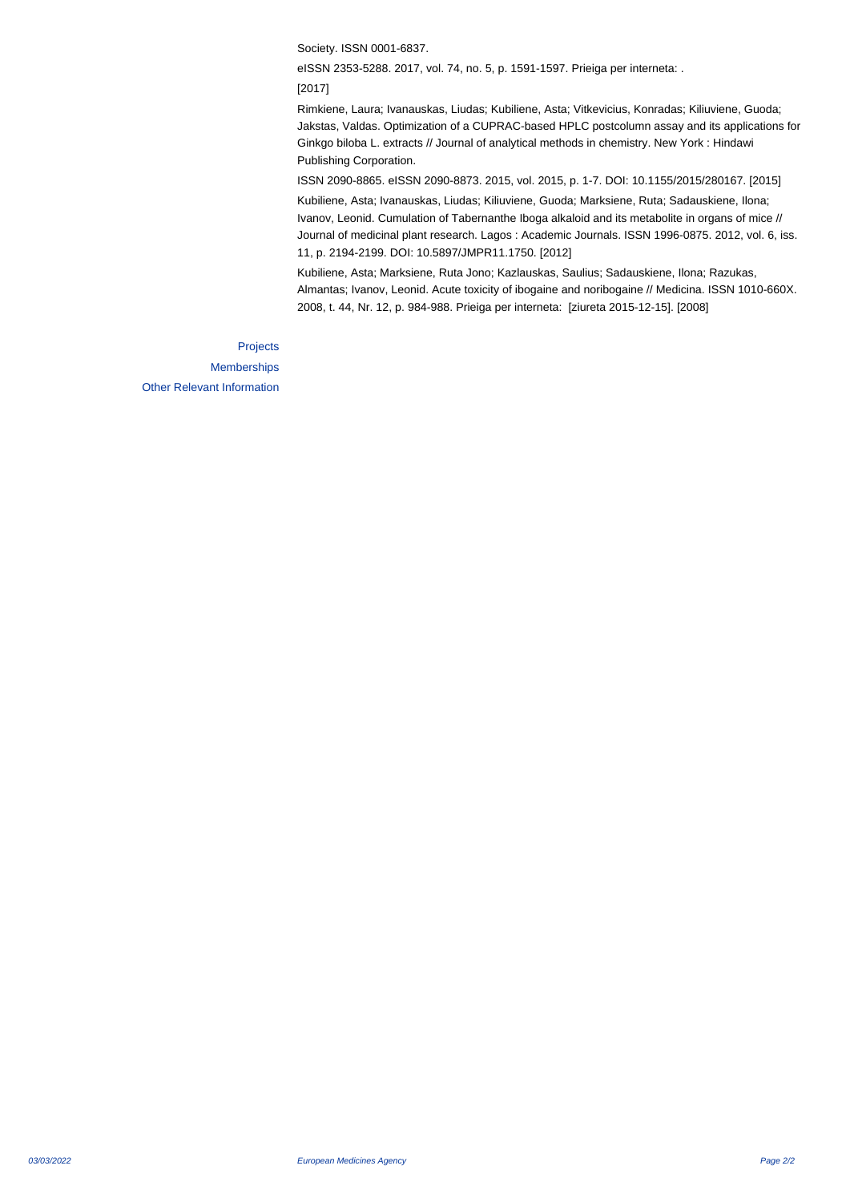Society. ISSN 0001-6837.

eISSN 2353-5288. 2017, vol. 74, no. 5, p. 1591-1597. Prieiga per interneta: .

[2017]

Rimkiene, Laura; Ivanauskas, Liudas; Kubiliene, Asta; Vitkevicius, Konradas; Kiliuviene, Guoda; Jakstas, Valdas. Optimization of a CUPRAC-based HPLC postcolumn assay and its applications for Ginkgo biloba L. extracts // Journal of analytical methods in chemistry. New York : Hindawi Publishing Corporation.

ISSN 2090-8865. eISSN 2090-8873. 2015, vol. 2015, p. 1-7. DOI: 10.1155/2015/280167. [2015]

Kubiliene, Asta; Ivanauskas, Liudas; Kiliuviene, Guoda; Marksiene, Ruta; Sadauskiene, Ilona; Ivanov, Leonid. Cumulation of Tabernanthe Iboga alkaloid and its metabolite in organs of mice // Journal of medicinal plant research. Lagos : Academic Journals. ISSN 1996-0875. 2012, vol. 6, iss. 11, p. 2194-2199. DOI: 10.5897/JMPR11.1750. [2012]

Kubiliene, Asta; Marksiene, Ruta Jono; Kazlauskas, Saulius; Sadauskiene, Ilona; Razukas, Almantas; Ivanov, Leonid. Acute toxicity of ibogaine and noribogaine // Medicina. ISSN 1010-660X. 2008, t. 44, Nr. 12, p. 984-988. Prieiga per interneta: [ziureta 2015-12-15]. [2008]

Projects

Memberships

Other Relevant Information